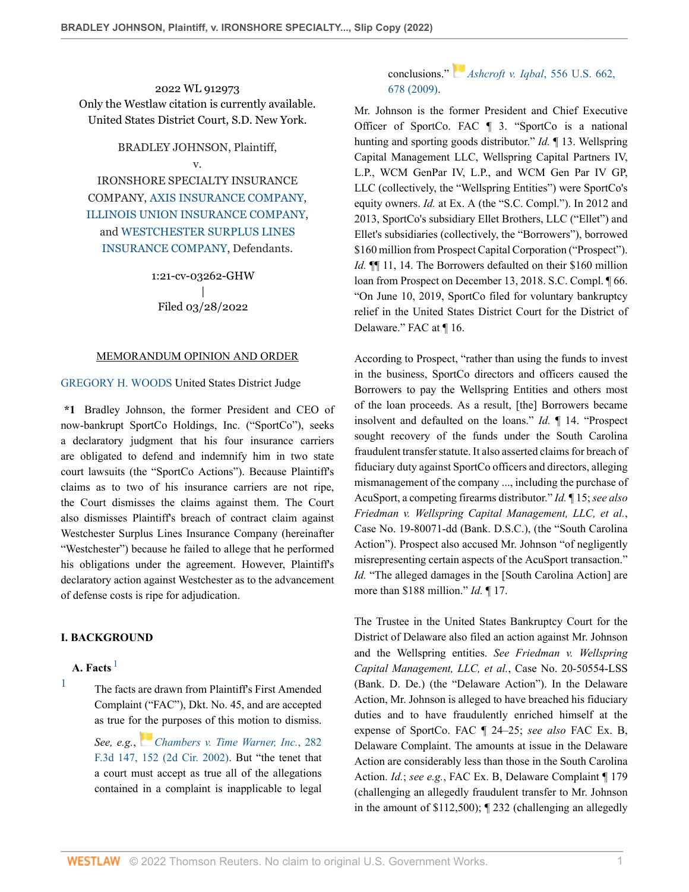2022 WL 912973
Only the Westlaw citation is currently available.
United States District Court, S.D. New York.

BRADLEY JOHNSON, Plaintiff,
v.
IRONSHORE SPECIALTY INSURANCE COMPANY, AXIS INSURANCE COMPANY, ILLINOIS UNION INSURANCE COMPANY, and WESTCHESTER SURPLUS LINES INSURANCE COMPANY, Defendants.

1:21-cv-03262-GHW
|
Filed 03/28/2022

MEMORANDUM OPINION AND ORDER

GREGORY H. WOODS United States District Judge

**\*1** Bradley Johnson, the former President and CEO of now-bankrupt SportCo Holdings, Inc. ("SportCo"), seeks a declaratory judgment that his four insurance carriers are obligated to defend and indemnify him in two state court lawsuits (the "SportCo Actions"). Because Plaintiff's claims as to two of his insurance carriers are not ripe, the Court dismisses the claims against them. The Court also dismisses Plaintiff's breach of contract claim against Westchester Surplus Lines Insurance Company (hereinafter "Westchester") because he failed to allege that he performed his obligations under the agreement. However, Plaintiff's declaratory action against Westchester as to the advancement of defense costs is ripe for adjudication.

## I. BACKGROUND

### A. Facts [1]

[1] The facts are drawn from Plaintiff's First Amended Complaint ("FAC"), Dkt. No. 45, and are accepted as true for the purposes of this motion to dismiss. *See, e.g.*, *Chambers v. Time Warner, Inc.*, 282 F.3d 147, 152 (2d Cir. 2002). But "the tenet that a court must accept as true all of the allegations contained in a complaint is inapplicable to legal conclusions." *Ashcroft v. Iqbal*, 556 U.S. 662, 678 (2009).

Mr. Johnson is the former President and Chief Executive Officer of SportCo. FAC ¶ 3. "SportCo is a national hunting and sporting goods distributor." *Id.* ¶ 13. Wellspring Capital Management LLC, Wellspring Capital Partners IV, L.P., WCM GenPar IV, L.P., and WCM Gen Par IV GP, LLC (collectively, the "Wellspring Entities") were SportCo's equity owners. *Id.* at Ex. A (the "S.C. Compl."). In 2012 and 2013, SportCo's subsidiary Ellet Brothers, LLC ("Ellet") and Ellet's subsidiaries (collectively, the "Borrowers"), borrowed $160 million from Prospect Capital Corporation ("Prospect"). *Id.* ¶¶ 11, 14. The Borrowers defaulted on their $160 million loan from Prospect on December 13, 2018. S.C. Compl. ¶ 66. "On June 10, 2019, SportCo filed for voluntary bankruptcy relief in the United States District Court for the District of Delaware." FAC at ¶ 16.

According to Prospect, "rather than using the funds to invest in the business, SportCo directors and officers caused the Borrowers to pay the Wellspring Entities and others most of the loan proceeds. As a result, [the] Borrowers became insolvent and defaulted on the loans." *Id.* ¶ 14. "Prospect sought recovery of the funds under the South Carolina fraudulent transfer statute. It also asserted claims for breach of fiduciary duty against SportCo officers and directors, alleging mismanagement of the company ..., including the purchase of AcuSport, a competing firearms distributor." *Id.* ¶ 15; *see also Friedman v. Wellspring Capital Management, LLC, et al.*, Case No. 19-80071-dd (Bank. D.S.C.), (the "South Carolina Action"). Prospect also accused Mr. Johnson "of negligently misrepresenting certain aspects of the AcuSport transaction." *Id.* "The alleged damages in the [South Carolina Action] are more than $188 million." *Id.* ¶ 17.

The Trustee in the United States Bankruptcy Court for the District of Delaware also filed an action against Mr. Johnson and the Wellspring entities. *See Friedman v. Wellspring Capital Management, LLC, et al.*, Case No. 20-50554-LSS (Bank. D. De.) (the "Delaware Action"). In the Delaware Action, Mr. Johnson is alleged to have breached his fiduciary duties and to have fraudulently enriched himself at the expense of SportCo. FAC ¶ 24–25; *see also* FAC Ex. B, Delaware Complaint. The amounts at issue in the Delaware Action are considerably less than those in the South Carolina Action. *Id.*; *see e.g.*, FAC Ex. B, Delaware Complaint ¶ 179 (challenging an allegedly fraudulent transfer to Mr. Johnson in the amount of $112,500); ¶ 232 (challenging an allegedly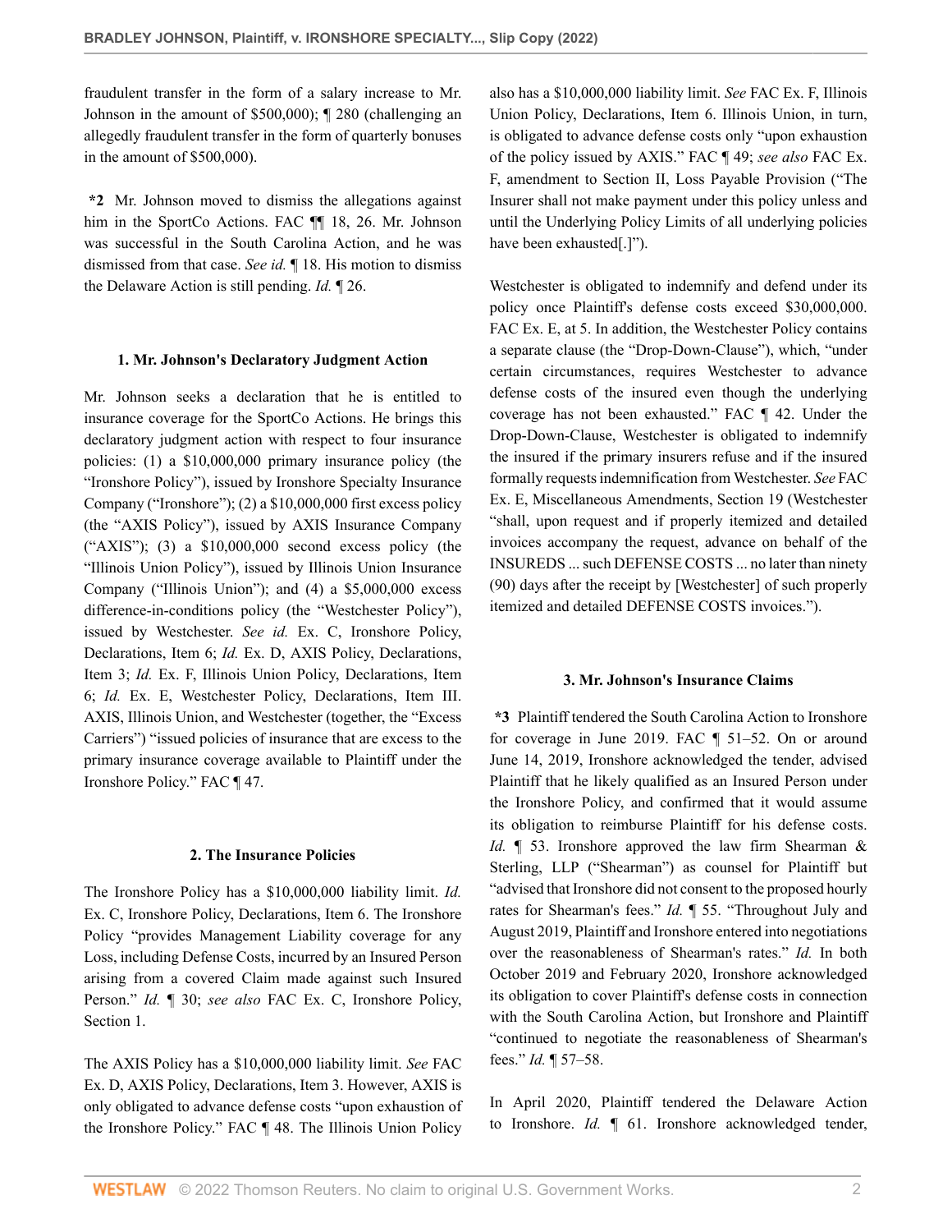fraudulent transfer in the form of a salary increase to Mr. Johnson in the amount of $500,000); ¶ 280 (challenging an allegedly fraudulent transfer in the form of quarterly bonuses in the amount of $500,000).

**\*2** Mr. Johnson moved to dismiss the allegations against him in the SportCo Actions. FAC ¶¶ 18, 26. Mr. Johnson was successful in the South Carolina Action, and he was dismissed from that case. *See id.* ¶ 18. His motion to dismiss the Delaware Action is still pending. *Id.* ¶ 26.

#### 1. Mr. Johnson's Declaratory Judgment Action

Mr. Johnson seeks a declaration that he is entitled to insurance coverage for the SportCo Actions. He brings this declaratory judgment action with respect to four insurance policies: (1) a $10,000,000 primary insurance policy (the "Ironshore Policy"), issued by Ironshore Specialty Insurance Company ("Ironshore"); (2) a $10,000,000 first excess policy (the "AXIS Policy"), issued by AXIS Insurance Company ("AXIS"); (3) a $10,000,000 second excess policy (the "Illinois Union Policy"), issued by Illinois Union Insurance Company ("Illinois Union"); and (4) a $5,000,000 excess difference-in-conditions policy (the "Westchester Policy"), issued by Westchester. *See id.* Ex. C, Ironshore Policy, Declarations, Item 6; *Id.* Ex. D, AXIS Policy, Declarations, Item 3; *Id.* Ex. F, Illinois Union Policy, Declarations, Item 6; *Id.* Ex. E, Westchester Policy, Declarations, Item III. AXIS, Illinois Union, and Westchester (together, the "Excess Carriers") "issued policies of insurance that are excess to the primary insurance coverage available to Plaintiff under the Ironshore Policy." FAC ¶ 47.

#### 2. The Insurance Policies

The Ironshore Policy has a $10,000,000 liability limit. *Id.* Ex. C, Ironshore Policy, Declarations, Item 6. The Ironshore Policy "provides Management Liability coverage for any Loss, including Defense Costs, incurred by an Insured Person arising from a covered Claim made against such Insured Person." *Id.* ¶ 30; *see also* FAC Ex. C, Ironshore Policy, Section 1.

The AXIS Policy has a $10,000,000 liability limit. *See* FAC Ex. D, AXIS Policy, Declarations, Item 3. However, AXIS is only obligated to advance defense costs "upon exhaustion of the Ironshore Policy." FAC ¶ 48. The Illinois Union Policy also has a $10,000,000 liability limit. *See* FAC Ex. F, Illinois Union Policy, Declarations, Item 6. Illinois Union, in turn, is obligated to advance defense costs only "upon exhaustion of the policy issued by AXIS." FAC ¶ 49; *see also* FAC Ex. F, amendment to Section II, Loss Payable Provision ("The Insurer shall not make payment under this policy unless and until the Underlying Policy Limits of all underlying policies have been exhausted[.]").

Westchester is obligated to indemnify and defend under its policy once Plaintiff's defense costs exceed $30,000,000. FAC Ex. E, at 5. In addition, the Westchester Policy contains a separate clause (the "Drop-Down-Clause"), which, "under certain circumstances, requires Westchester to advance defense costs of the insured even though the underlying coverage has not been exhausted." FAC ¶ 42. Under the Drop-Down-Clause, Westchester is obligated to indemnify the insured if the primary insurers refuse and if the insured formally requests indemnification from Westchester. *See* FAC Ex. E, Miscellaneous Amendments, Section 19 (Westchester "shall, upon request and if properly itemized and detailed invoices accompany the request, advance on behalf of the INSUREDS ... such DEFENSE COSTS ... no later than ninety (90) days after the receipt by [Westchester] of such properly itemized and detailed DEFENSE COSTS invoices.").

#### 3. Mr. Johnson's Insurance Claims

**\*3** Plaintiff tendered the South Carolina Action to Ironshore for coverage in June 2019. FAC ¶ 51–52. On or around June 14, 2019, Ironshore acknowledged the tender, advised Plaintiff that he likely qualified as an Insured Person under the Ironshore Policy, and confirmed that it would assume its obligation to reimburse Plaintiff for his defense costs. *Id.* ¶ 53. Ironshore approved the law firm Shearman & Sterling, LLP ("Shearman") as counsel for Plaintiff but "advised that Ironshore did not consent to the proposed hourly rates for Shearman's fees." *Id.* ¶ 55. "Throughout July and August 2019, Plaintiff and Ironshore entered into negotiations over the reasonableness of Shearman's rates." *Id.* In both October 2019 and February 2020, Ironshore acknowledged its obligation to cover Plaintiff's defense costs in connection with the South Carolina Action, but Ironshore and Plaintiff "continued to negotiate the reasonableness of Shearman's fees." *Id.* ¶ 57–58.

In April 2020, Plaintiff tendered the Delaware Action to Ironshore. *Id.* ¶ 61. Ironshore acknowledged tender,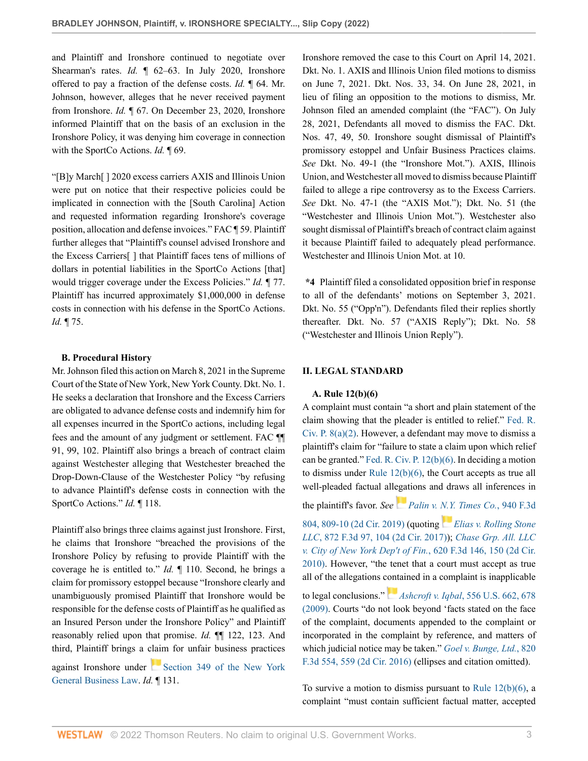and Plaintiff and Ironshore continued to negotiate over Shearman's rates. *Id.* ¶ 62–63. In July 2020, Ironshore offered to pay a fraction of the defense costs. *Id.* ¶ 64. Mr. Johnson, however, alleges that he never received payment from Ironshore. *Id.* ¶ 67. On December 23, 2020, Ironshore informed Plaintiff that on the basis of an exclusion in the Ironshore Policy, it was denying him coverage in connection with the SportCo Actions. *Id.* ¶ 69.

"[B]y March[ ] 2020 excess carriers AXIS and Illinois Union were put on notice that their respective policies could be implicated in connection with the [South Carolina] Action and requested information regarding Ironshore's coverage position, allocation and defense invoices." FAC ¶ 59. Plaintiff further alleges that "Plaintiff's counsel advised Ironshore and the Excess Carriers[ ] that Plaintiff faces tens of millions of dollars in potential liabilities in the SportCo Actions [that] would trigger coverage under the Excess Policies." *Id.* ¶ 77. Plaintiff has incurred approximately $1,000,000 in defense costs in connection with his defense in the SportCo Actions. *Id.* ¶ 75.

### B. Procedural History

Mr. Johnson filed this action on March 8, 2021 in the Supreme Court of the State of New York, New York County. Dkt. No. 1. He seeks a declaration that Ironshore and the Excess Carriers are obligated to advance defense costs and indemnify him for all expenses incurred in the SportCo actions, including legal fees and the amount of any judgment or settlement. FAC ¶¶ 91, 99, 102. Plaintiff also brings a breach of contract claim against Westchester alleging that Westchester breached the Drop-Down-Clause of the Westchester Policy "by refusing to advance Plaintiff's defense costs in connection with the SportCo Actions." *Id.* ¶ 118.

Plaintiff also brings three claims against just Ironshore. First, he claims that Ironshore "breached the provisions of the Ironshore Policy by refusing to provide Plaintiff with the coverage he is entitled to." *Id.* ¶ 110. Second, he brings a claim for promissory estoppel because "Ironshore clearly and unambiguously promised Plaintiff that Ironshore would be responsible for the defense costs of Plaintiff as he qualified as an Insured Person under the Ironshore Policy" and Plaintiff reasonably relied upon that promise. *Id.* ¶¶ 122, 123. And third, Plaintiff brings a claim for unfair business practices against Ironshore under Section 349 of the New York General Business Law. *Id.* ¶ 131.

Ironshore removed the case to this Court on April 14, 2021. Dkt. No. 1. AXIS and Illinois Union filed motions to dismiss on June 7, 2021. Dkt. Nos. 33, 34. On June 28, 2021, in lieu of filing an opposition to the motions to dismiss, Mr. Johnson filed an amended complaint (the "FAC"). On July 28, 2021, Defendants all moved to dismiss the FAC. Dkt. Nos. 47, 49, 50. Ironshore sought dismissal of Plaintiff's promissory estoppel and Unfair Business Practices claims. *See* Dkt. No. 49-1 (the "Ironshore Mot."). AXIS, Illinois Union, and Westchester all moved to dismiss because Plaintiff failed to allege a ripe controversy as to the Excess Carriers. *See* Dkt. No. 47-1 (the "AXIS Mot."); Dkt. No. 51 (the "Westchester and Illinois Union Mot."). Westchester also sought dismissal of Plaintiff's breach of contract claim against it because Plaintiff failed to adequately plead performance. Westchester and Illinois Union Mot. at 10.

**\*4** Plaintiff filed a consolidated opposition brief in response to all of the defendants' motions on September 3, 2021. Dkt. No. 55 ("Opp'n"). Defendants filed their replies shortly thereafter. Dkt. No. 57 ("AXIS Reply"); Dkt. No. 58 ("Westchester and Illinois Union Reply").

## II. LEGAL STANDARD

### A. Rule 12(b)(6)

A complaint must contain "a short and plain statement of the claim showing that the pleader is entitled to relief." Fed. R. Civ. P. 8(a)(2). However, a defendant may move to dismiss a plaintiff's claim for "failure to state a claim upon which relief can be granted." Fed. R. Civ. P. 12(b)(6). In deciding a motion to dismiss under Rule 12(b)(6), the Court accepts as true all well-pleaded factual allegations and draws all inferences in the plaintiff's favor. *See* *Palin v. N.Y. Times Co.*, 940 F.3d 804, 809-10 (2d Cir. 2019) (quoting *Elias v. Rolling Stone LLC*, 872 F.3d 97, 104 (2d Cir. 2017)); *Chase Grp. All. LLC v. City of New York Dep't of Fin.*, 620 F.3d 146, 150 (2d Cir. 2010). However, "the tenet that a court must accept as true all of the allegations contained in a complaint is inapplicable to legal conclusions." *Ashcroft v. Iqbal*, 556 U.S. 662, 678 (2009). Courts "do not look beyond 'facts stated on the face of the complaint, documents appended to the complaint or incorporated in the complaint by reference, and matters of which judicial notice may be taken." *Goel v. Bunge, Ltd.*, 820 F.3d 554, 559 (2d Cir. 2016) (ellipses and citation omitted).

To survive a motion to dismiss pursuant to Rule 12(b)(6), a complaint "must contain sufficient factual matter, accepted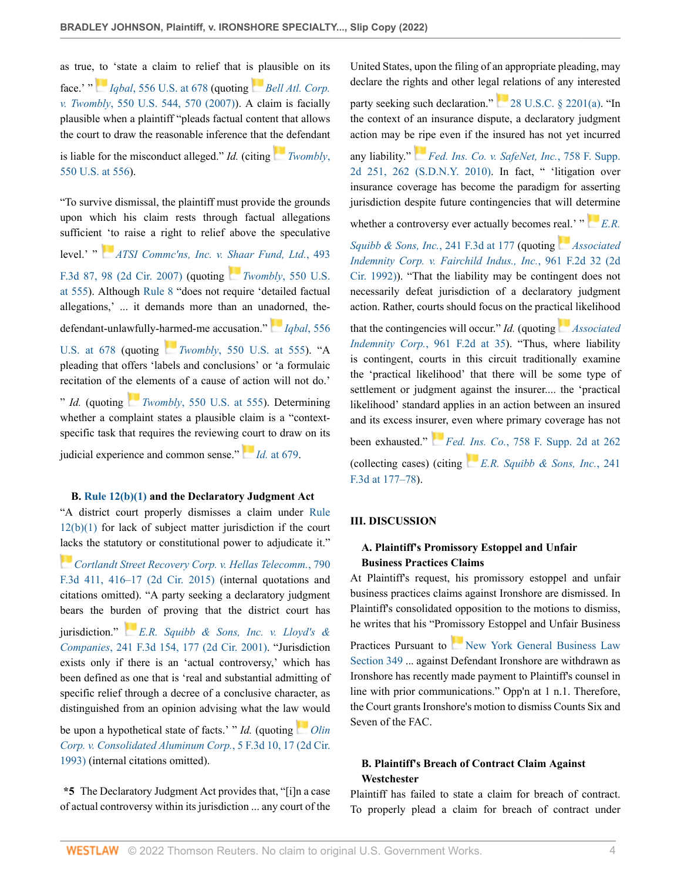as true, to 'state a claim to relief that is plausible on its face.' " *Iqbal*, 556 U.S. at 678 (quoting *Bell Atl. Corp. v. Twombly*, 550 U.S. 544, 570 (2007)). A claim is facially plausible when a plaintiff "pleads factual content that allows the court to draw the reasonable inference that the defendant is liable for the misconduct alleged." *Id.* (citing *Twombly*, 550 U.S. at 556).

"To survive dismissal, the plaintiff must provide the grounds upon which his claim rests through factual allegations sufficient 'to raise a right to relief above the speculative level.' " *ATSI Commc'ns, Inc. v. Shaar Fund, Ltd.*, 493 F.3d 87, 98 (2d Cir. 2007) (quoting *Twombly*, 550 U.S. at 555). Although Rule 8 "does not require 'detailed factual allegations,' ... it demands more than an unadorned, the-defendant-unlawfully-harmed-me accusation." *Iqbal*, 556 U.S. at 678 (quoting *Twombly*, 550 U.S. at 555). "A pleading that offers 'labels and conclusions' or 'a formulaic recitation of the elements of a cause of action will not do.' " *Id.* (quoting *Twombly*, 550 U.S. at 555). Determining whether a complaint states a plausible claim is a "context-specific task that requires the reviewing court to draw on its judicial experience and common sense." *Id.* at 679.

### B. Rule 12(b)(1) and the Declaratory Judgment Act

"A district court properly dismisses a claim under Rule 12(b)(1) for lack of subject matter jurisdiction if the court lacks the statutory or constitutional power to adjudicate it." *Cortlandt Street Recovery Corp. v. Hellas Telecomm.*, 790 F.3d 411, 416–17 (2d Cir. 2015) (internal quotations and citations omitted). "A party seeking a declaratory judgment bears the burden of proving that the district court has jurisdiction." *E.R. Squibb & Sons, Inc. v. Lloyd's & Companies*, 241 F.3d 154, 177 (2d Cir. 2001). "Jurisdiction exists only if there is an 'actual controversy,' which has been defined as one that is 'real and substantial admitting of specific relief through a decree of a conclusive character, as distinguished from an opinion advising what the law would be upon a hypothetical state of facts.' " *Id.* (quoting *Olin Corp. v. Consolidated Aluminum Corp.*, 5 F.3d 10, 17 (2d Cir. 1993) (internal citations omitted).

**\*5** The Declaratory Judgment Act provides that, "[i]n a case of actual controversy within its jurisdiction ... any court of the United States, upon the filing of an appropriate pleading, may declare the rights and other legal relations of any interested party seeking such declaration." 28 U.S.C. § 2201(a). "In the context of an insurance dispute, a declaratory judgment action may be ripe even if the insured has not yet incurred any liability." *Fed. Ins. Co. v. SafeNet, Inc.*, 758 F. Supp. 2d 251, 262 (S.D.N.Y. 2010). In fact, " 'litigation over insurance coverage has become the paradigm for asserting jurisdiction despite future contingencies that will determine whether a controversy ever actually becomes real.' " *E.R. Squibb & Sons, Inc.*, 241 F.3d at 177 (quoting *Associated Indemnity Corp. v. Fairchild Indus., Inc.*, 961 F.2d 32 (2d Cir. 1992)). "That the liability may be contingent does not necessarily defeat jurisdiction of a declaratory judgment action. Rather, courts should focus on the practical likelihood that the contingencies will occur." *Id.* (quoting *Associated Indemnity Corp.*, 961 F.2d at 35). "Thus, where liability is contingent, courts in this circuit traditionally examine the 'practical likelihood' that there will be some type of settlement or judgment against the insurer.... the 'practical likelihood' standard applies in an action between an insured and its excess insurer, even where primary coverage has not been exhausted." *Fed. Ins. Co.*, 758 F. Supp. 2d at 262 (collecting cases) (citing *E.R. Squibb & Sons, Inc.*, 241 F.3d at 177–78).

## III. DISCUSSION

### A. Plaintiff's Promissory Estoppel and Unfair Business Practices Claims

At Plaintiff's request, his promissory estoppel and unfair business practices claims against Ironshore are dismissed. In Plaintiff's consolidated opposition to the motions to dismiss, he writes that his "Promissory Estoppel and Unfair Business Practices Pursuant to New York General Business Law Section 349 ... against Defendant Ironshore are withdrawn as Ironshore has recently made payment to Plaintiff's counsel in line with prior communications." Opp'n at 1 n.1. Therefore, the Court grants Ironshore's motion to dismiss Counts Six and Seven of the FAC.

### B. Plaintiff's Breach of Contract Claim Against Westchester

Plaintiff has failed to state a claim for breach of contract. To properly plead a claim for breach of contract under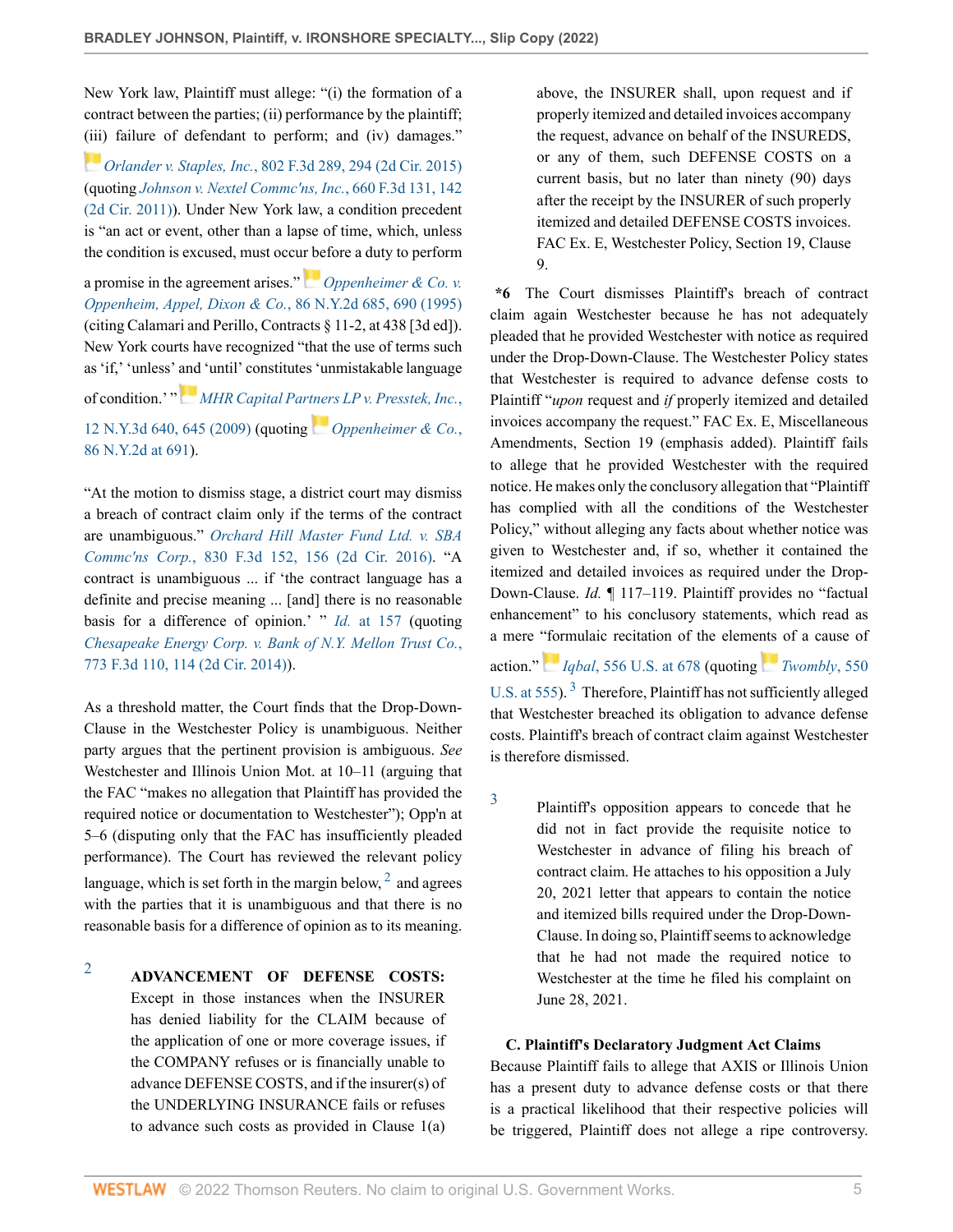New York law, Plaintiff must allege: "(i) the formation of a contract between the parties; (ii) performance by the plaintiff; (iii) failure of defendant to perform; and (iv) damages." *Orlander v. Staples, Inc.*, 802 F.3d 289, 294 (2d Cir. 2015) (quoting *Johnson v. Nextel Commc'ns, Inc.*, 660 F.3d 131, 142 (2d Cir. 2011)). Under New York law, a condition precedent is "an act or event, other than a lapse of time, which, unless the condition is excused, must occur before a duty to perform a promise in the agreement arises." *Oppenheimer & Co. v. Oppenheim, Appel, Dixon & Co.*, 86 N.Y.2d 685, 690 (1995) (citing Calamari and Perillo, Contracts § 11-2, at 438 [3d ed]). New York courts have recognized "that the use of terms such as 'if,' 'unless' and 'until' constitutes 'unmistakable language of condition.' " *MHR Capital Partners LP v. Presstek, Inc.*, 12 N.Y.3d 640, 645 (2009) (quoting *Oppenheimer & Co.*, 86 N.Y.2d at 691).

"At the motion to dismiss stage, a district court may dismiss a breach of contract claim only if the terms of the contract are unambiguous." *Orchard Hill Master Fund Ltd. v. SBA Commc'ns Corp.*, 830 F.3d 152, 156 (2d Cir. 2016). "A contract is unambiguous ... if 'the contract language has a definite and precise meaning ... [and] there is no reasonable basis for a difference of opinion.' " *Id.* at 157 (quoting *Chesapeake Energy Corp. v. Bank of N.Y. Mellon Trust Co.*, 773 F.3d 110, 114 (2d Cir. 2014)).

As a threshold matter, the Court finds that the Drop-Down-Clause in the Westchester Policy is unambiguous. Neither party argues that the pertinent provision is ambiguous. *See* Westchester and Illinois Union Mot. at 10–11 (arguing that the FAC "makes no allegation that Plaintiff has provided the required notice or documentation to Westchester"); Opp'n at 5–6 (disputing only that the FAC has insufficiently pleaded performance). The Court has reviewed the relevant policy language, which is set forth in the margin below,[2] and agrees with the parties that it is unambiguous and that there is no reasonable basis for a difference of opinion as to its meaning.

[2] **ADVANCEMENT OF DEFENSE COSTS:** Except in those instances when the INSURER has denied liability for the CLAIM because of the application of one or more coverage issues, if the COMPANY refuses or is financially unable to advance DEFENSE COSTS, and if the insurer(s) of the UNDERLYING INSURANCE fails or refuses to advance such costs as provided in Clause 1(a) above, the INSURER shall, upon request and if properly itemized and detailed invoices accompany the request, advance on behalf of the INSUREDS, or any of them, such DEFENSE COSTS on a current basis, but no later than ninety (90) days after the receipt by the INSURER of such properly itemized and detailed DEFENSE COSTS invoices. FAC Ex. E, Westchester Policy, Section 19, Clause 9.

**\*6** The Court dismisses Plaintiff's breach of contract claim again Westchester because he has not adequately pleaded that he provided Westchester with notice as required under the Drop-Down-Clause. The Westchester Policy states that Westchester is required to advance defense costs to Plaintiff "*upon* request and *if* properly itemized and detailed invoices accompany the request." FAC Ex. E, Miscellaneous Amendments, Section 19 (emphasis added). Plaintiff fails to allege that he provided Westchester with the required notice. He makes only the conclusory allegation that "Plaintiff has complied with all the conditions of the Westchester Policy," without alleging any facts about whether notice was given to Westchester and, if so, whether it contained the itemized and detailed invoices as required under the Drop-Down-Clause. *Id.* ¶ 117–119. Plaintiff provides no "factual enhancement" to his conclusory statements, which read as a mere "formulaic recitation of the elements of a cause of action." *Iqbal*, 556 U.S. at 678 (quoting *Twombly*, 550 U.S. at 555).[3] Therefore, Plaintiff has not sufficiently alleged that Westchester breached its obligation to advance defense costs. Plaintiff's breach of contract claim against Westchester is therefore dismissed.

[3] Plaintiff's opposition appears to concede that he did not in fact provide the requisite notice to Westchester in advance of filing his breach of contract claim. He attaches to his opposition a July 20, 2021 letter that appears to contain the notice and itemized bills required under the Drop-Down-Clause. In doing so, Plaintiff seems to acknowledge that he had not made the required notice to Westchester at the time he filed his complaint on June 28, 2021.

### C. Plaintiff's Declaratory Judgment Act Claims

Because Plaintiff fails to allege that AXIS or Illinois Union has a present duty to advance defense costs or that there is a practical likelihood that their respective policies will be triggered, Plaintiff does not allege a ripe controversy.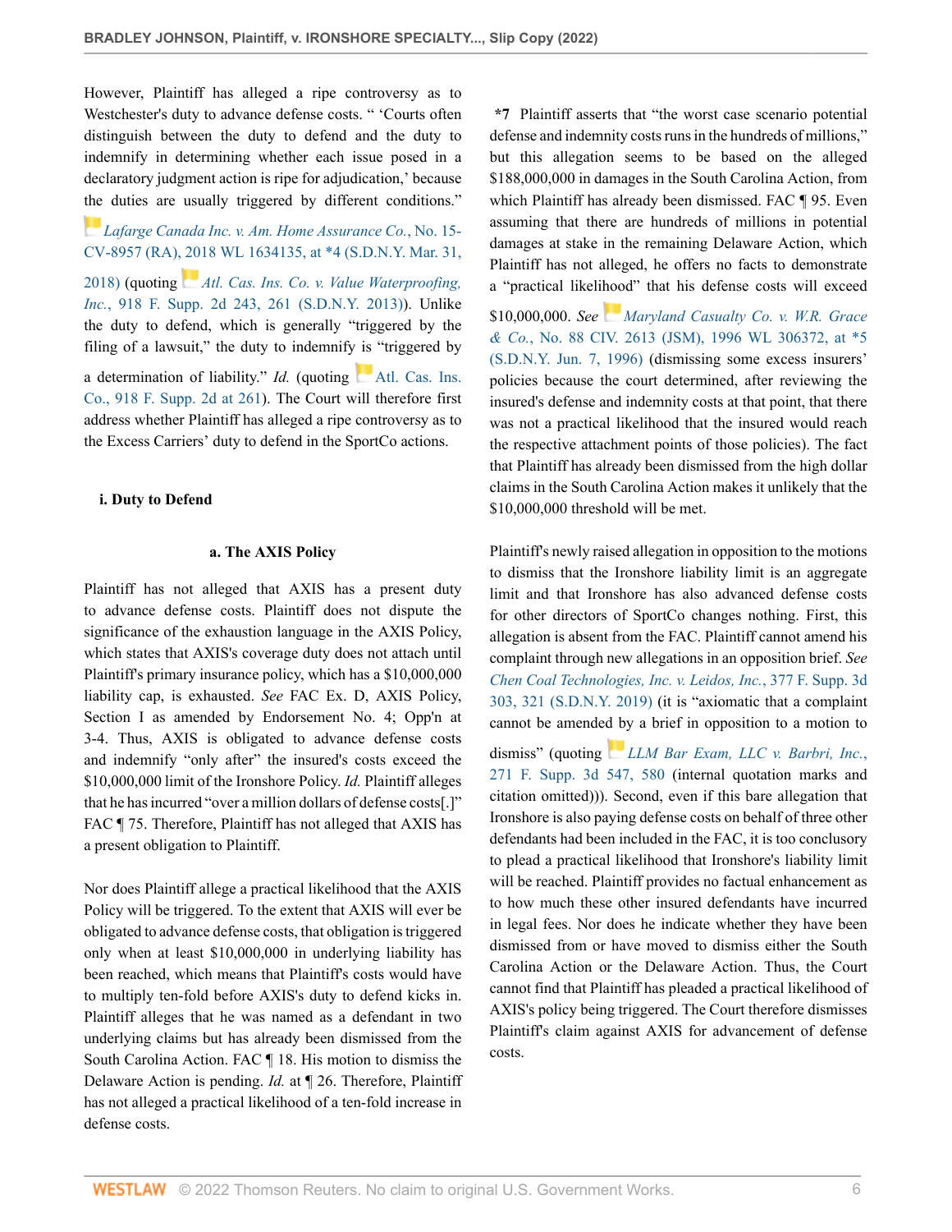However, Plaintiff has alleged a ripe controversy as to Westchester's duty to advance defense costs. " 'Courts often distinguish between the duty to defend and the duty to indemnify in determining whether each issue posed in a declaratory judgment action is ripe for adjudication,' because the duties are usually triggered by different conditions." *Lafarge Canada Inc. v. Am. Home Assurance Co.*, No. 15-CV-8957 (RA), 2018 WL 1634135, at *4 (S.D.N.Y. Mar. 31, 2018) (quoting *Atl. Cas. Ins. Co. v. Value Waterproofing, Inc.*, 918 F. Supp. 2d 243, 261 (S.D.N.Y. 2013)). Unlike the duty to defend, which is generally "triggered by the filing of a lawsuit," the duty to indemnify is "triggered by a determination of liability." *Id.* (quoting Atl. Cas. Ins. Co., 918 F. Supp. 2d at 261). The Court will therefore first address whether Plaintiff has alleged a ripe controversy as to the Excess Carriers' duty to defend in the SportCo actions.

### i. Duty to Defend

#### a. The AXIS Policy

Plaintiff has not alleged that AXIS has a present duty to advance defense costs. Plaintiff does not dispute the significance of the exhaustion language in the AXIS Policy, which states that AXIS's coverage duty does not attach until Plaintiff's primary insurance policy, which has a $10,000,000 liability cap, is exhausted. *See* FAC Ex. D, AXIS Policy, Section I as amended by Endorsement No. 4; Opp'n at 3-4. Thus, AXIS is obligated to advance defense costs and indemnify "only after" the insured's costs exceed the $10,000,000 limit of the Ironshore Policy. *Id.* Plaintiff alleges that he has incurred "over a million dollars of defense costs[.]" FAC ¶ 75. Therefore, Plaintiff has not alleged that AXIS has a present obligation to Plaintiff.

Nor does Plaintiff allege a practical likelihood that the AXIS Policy will be triggered. To the extent that AXIS will ever be obligated to advance defense costs, that obligation is triggered only when at least $10,000,000 in underlying liability has been reached, which means that Plaintiff's costs would have to multiply ten-fold before AXIS's duty to defend kicks in. Plaintiff alleges that he was named as a defendant in two underlying claims but has already been dismissed from the South Carolina Action. FAC ¶ 18. His motion to dismiss the Delaware Action is pending. *Id.* at ¶ 26. Therefore, Plaintiff has not alleged a practical likelihood of a ten-fold increase in defense costs.

**\*7** Plaintiff asserts that "the worst case scenario potential defense and indemnity costs runs in the hundreds of millions," but this allegation seems to be based on the alleged $188,000,000 in damages in the South Carolina Action, from which Plaintiff has already been dismissed. FAC ¶ 95. Even assuming that there are hundreds of millions in potential damages at stake in the remaining Delaware Action, which Plaintiff has not alleged, he offers no facts to demonstrate a "practical likelihood" that his defense costs will exceed $10,000,000. *See* *Maryland Casualty Co. v. W.R. Grace & Co.*, No. 88 CIV. 2613 (JSM), 1996 WL 306372, at *5 (S.D.N.Y. Jun. 7, 1996) (dismissing some excess insurers' policies because the court determined, after reviewing the insured's defense and indemnity costs at that point, that there was not a practical likelihood that the insured would reach the respective attachment points of those policies). The fact that Plaintiff has already been dismissed from the high dollar claims in the South Carolina Action makes it unlikely that the $10,000,000 threshold will be met.

Plaintiff's newly raised allegation in opposition to the motions to dismiss that the Ironshore liability limit is an aggregate limit and that Ironshore has also advanced defense costs for other directors of SportCo changes nothing. First, this allegation is absent from the FAC. Plaintiff cannot amend his complaint through new allegations in an opposition brief. *See* *Chen Coal Technologies, Inc. v. Leidos, Inc.*, 377 F. Supp. 3d 303, 321 (S.D.N.Y. 2019) (it is "axiomatic that a complaint cannot be amended by a brief in opposition to a motion to dismiss" (quoting *LLM Bar Exam, LLC v. Barbri, Inc.*, 271 F. Supp. 3d 547, 580 (internal quotation marks and citation omitted))). Second, even if this bare allegation that Ironshore is also paying defense costs on behalf of three other defendants had been included in the FAC, it is too conclusory to plead a practical likelihood that Ironshore's liability limit will be reached. Plaintiff provides no factual enhancement as to how much these other insured defendants have incurred in legal fees. Nor does he indicate whether they have been dismissed from or have moved to dismiss either the South Carolina Action or the Delaware Action. Thus, the Court cannot find that Plaintiff has pleaded a practical likelihood of AXIS's policy being triggered. The Court therefore dismisses Plaintiff's claim against AXIS for advancement of defense costs.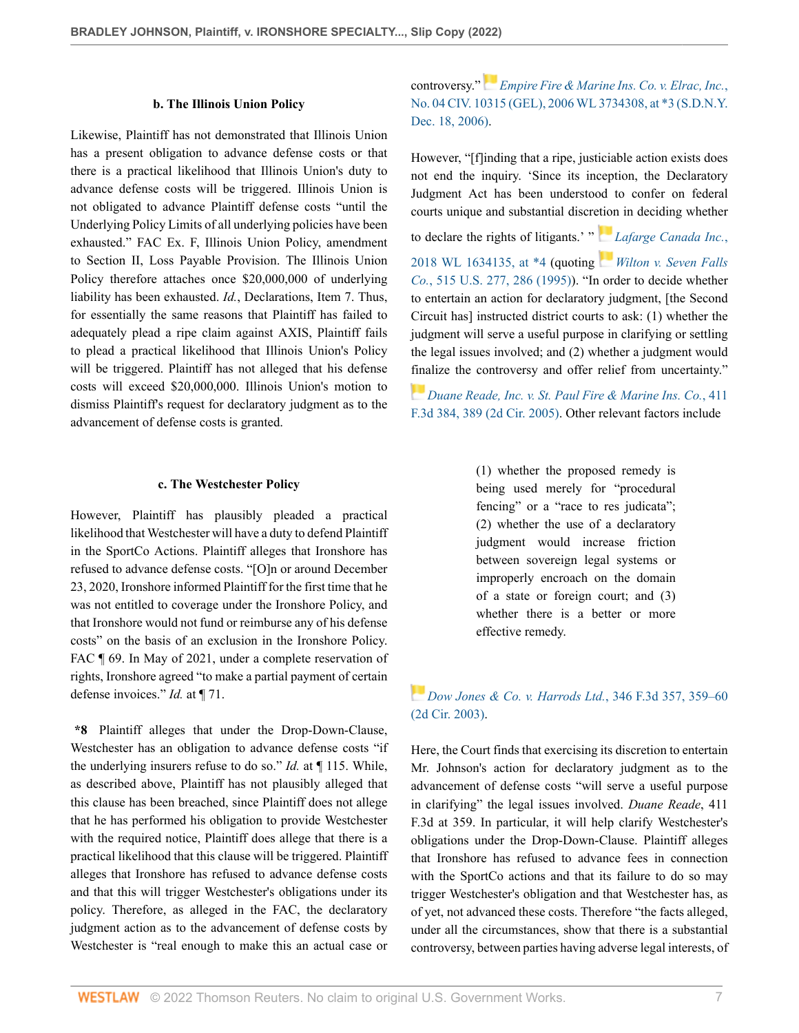### b. The Illinois Union Policy

Likewise, Plaintiff has not demonstrated that Illinois Union has a present obligation to advance defense costs or that there is a practical likelihood that Illinois Union's duty to advance defense costs will be triggered. Illinois Union is not obligated to advance Plaintiff defense costs "until the Underlying Policy Limits of all underlying policies have been exhausted." FAC Ex. F, Illinois Union Policy, amendment to Section II, Loss Payable Provision. The Illinois Union Policy therefore attaches once $20,000,000 of underlying liability has been exhausted. *Id.*, Declarations, Item 7. Thus, for essentially the same reasons that Plaintiff has failed to adequately plead a ripe claim against AXIS, Plaintiff fails to plead a practical likelihood that Illinois Union's Policy will be triggered. Plaintiff has not alleged that his defense costs will exceed $20,000,000. Illinois Union's motion to dismiss Plaintiff's request for declaratory judgment as to the advancement of defense costs is granted.

### c. The Westchester Policy

However, Plaintiff has plausibly pleaded a practical likelihood that Westchester will have a duty to defend Plaintiff in the SportCo Actions. Plaintiff alleges that Ironshore has refused to advance defense costs. "[O]n or around December 23, 2020, Ironshore informed Plaintiff for the first time that he was not entitled to coverage under the Ironshore Policy, and that Ironshore would not fund or reimburse any of his defense costs" on the basis of an exclusion in the Ironshore Policy. FAC ¶ 69. In May of 2021, under a complete reservation of rights, Ironshore agreed "to make a partial payment of certain defense invoices." *Id.* at ¶ 71.

**\*8** Plaintiff alleges that under the Drop-Down-Clause, Westchester has an obligation to advance defense costs "if the underlying insurers refuse to do so." *Id.* at ¶ 115. While, as described above, Plaintiff has not plausibly alleged that this clause has been breached, since Plaintiff does not allege that he has performed his obligation to provide Westchester with the required notice, Plaintiff does allege that there is a practical likelihood that this clause will be triggered. Plaintiff alleges that Ironshore has refused to advance defense costs and that this will trigger Westchester's obligations under its policy. Therefore, as alleged in the FAC, the declaratory judgment action as to the advancement of defense costs by Westchester is "real enough to make this an actual case or controversy." *Empire Fire & Marine Ins. Co. v. Elrac, Inc.*, No. 04 CIV. 10315 (GEL), 2006 WL 3734308, at \*3 (S.D.N.Y. Dec. 18, 2006).

However, "[f]inding that a ripe, justiciable action exists does not end the inquiry. 'Since its inception, the Declaratory Judgment Act has been understood to confer on federal courts unique and substantial discretion in deciding whether to declare the rights of litigants.' " *Lafarge Canada Inc.*, 2018 WL 1634135, at \*4 (quoting *Wilton v. Seven Falls Co.*, 515 U.S. 277, 286 (1995)). "In order to decide whether to entertain an action for declaratory judgment, [the Second Circuit has] instructed district courts to ask: (1) whether the judgment will serve a useful purpose in clarifying or settling the legal issues involved; and (2) whether a judgment would finalize the controversy and offer relief from uncertainty." *Duane Reade, Inc. v. St. Paul Fire & Marine Ins. Co.*, 411 F.3d 384, 389 (2d Cir. 2005). Other relevant factors include

> (1) whether the proposed remedy is being used merely for "procedural fencing" or a "race to res judicata"; (2) whether the use of a declaratory judgment would increase friction between sovereign legal systems or improperly encroach on the domain of a state or foreign court; and (3) whether there is a better or more effective remedy.

*Dow Jones & Co. v. Harrods Ltd.*, 346 F.3d 357, 359–60 (2d Cir. 2003).

Here, the Court finds that exercising its discretion to entertain Mr. Johnson's action for declaratory judgment as to the advancement of defense costs "will serve a useful purpose in clarifying" the legal issues involved. *Duane Reade*, 411 F.3d at 359. In particular, it will help clarify Westchester's obligations under the Drop-Down-Clause. Plaintiff alleges that Ironshore has refused to advance fees in connection with the SportCo actions and that its failure to do so may trigger Westchester's obligation and that Westchester has, as of yet, not advanced these costs. Therefore "the facts alleged, under all the circumstances, show that there is a substantial controversy, between parties having adverse legal interests, of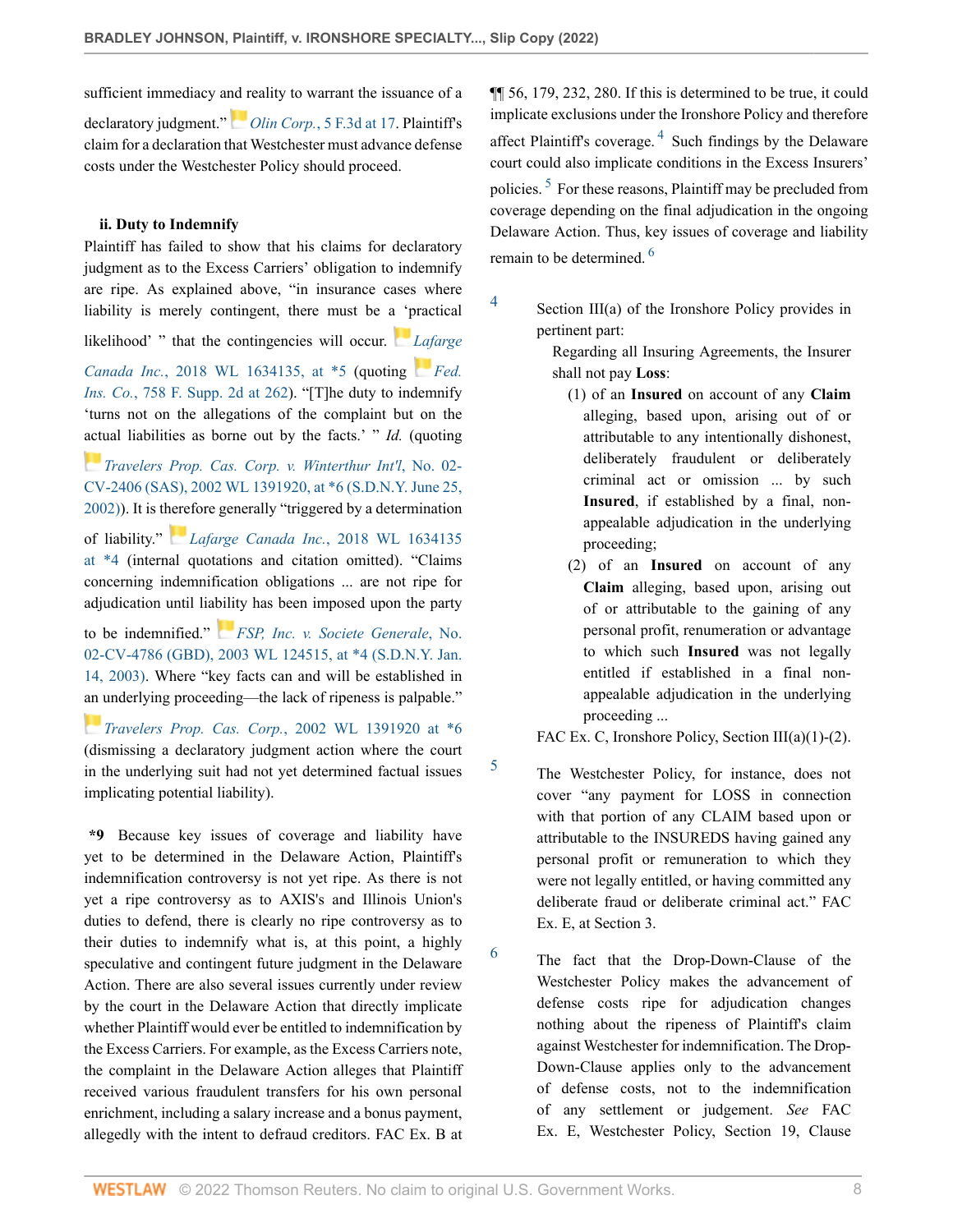sufficient immediacy and reality to warrant the issuance of a declaratory judgment." *Olin Corp.*, 5 F.3d at 17. Plaintiff's claim for a declaration that Westchester must advance defense costs under the Westchester Policy should proceed.

**ii. Duty to Indemnify**

Plaintiff has failed to show that his claims for declaratory judgment as to the Excess Carriers' obligation to indemnify are ripe. As explained above, "in insurance cases where liability is merely contingent, there must be a 'practical likelihood' " that the contingencies will occur. *Lafarge Canada Inc.*, 2018 WL 1634135, at *5 (quoting *Fed. Ins. Co.*, 758 F. Supp. 2d at 262). "[T]he duty to indemnify 'turns not on the allegations of the complaint but on the actual liabilities as borne out by the facts.' " *Id.* (quoting *Travelers Prop. Cas. Corp. v. Winterthur Int'l*, No. 02-CV-2406 (SAS), 2002 WL 1391920, at *6 (S.D.N.Y. June 25, 2002)). It is therefore generally "triggered by a determination of liability." *Lafarge Canada Inc.*, 2018 WL 1634135 at *4 (internal quotations and citation omitted). "Claims concerning indemnification obligations ... are not ripe for adjudication until liability has been imposed upon the party to be indemnified." *FSP, Inc. v. Societe Generale*, No. 02-CV-4786 (GBD), 2003 WL 124515, at *4 (S.D.N.Y. Jan. 14, 2003). Where "key facts can and will be established in an underlying proceeding—the lack of ripeness is palpable." *Travelers Prop. Cas. Corp.*, 2002 WL 1391920 at *6 (dismissing a declaratory judgment action where the court in the underlying suit had not yet determined factual issues implicating potential liability).

**\*9** Because key issues of coverage and liability have yet to be determined in the Delaware Action, Plaintiff's indemnification controversy is not yet ripe. As there is not yet a ripe controversy as to AXIS's and Illinois Union's duties to defend, there is clearly no ripe controversy as to their duties to indemnify what is, at this point, a highly speculative and contingent future judgment in the Delaware Action. There are also several issues currently under review by the court in the Delaware Action that directly implicate whether Plaintiff would ever be entitled to indemnification by the Excess Carriers. For example, as the Excess Carriers note, the complaint in the Delaware Action alleges that Plaintiff received various fraudulent transfers for his own personal enrichment, including a salary increase and a bonus payment, allegedly with the intent to defraud creditors. FAC Ex. B at ¶¶ 56, 179, 232, 280. If this is determined to be true, it could implicate exclusions under the Ironshore Policy and therefore affect Plaintiff's coverage.[4] Such findings by the Delaware court could also implicate conditions in the Excess Insurers' policies.[5] For these reasons, Plaintiff may be precluded from coverage depending on the final adjudication in the ongoing Delaware Action. Thus, key issues of coverage and liability remain to be determined.[6]

4. Section III(a) of the Ironshore Policy provides in pertinent part:

> Regarding all Insuring Agreements, the Insurer shall not pay **Loss**:
>
> (1) of an **Insured** on account of any **Claim** alleging, based upon, arising out of or attributable to any intentionally dishonest, deliberately fraudulent or deliberately criminal act or omission ... by such **Insured**, if established by a final, non-appealable adjudication in the underlying proceeding;
>
> (2) of an **Insured** on account of any **Claim** alleging, based upon, arising out of or attributable to the gaining of any personal profit, renumeration or advantage to which such **Insured** was not legally entitled if established in a final non-appealable adjudication in the underlying proceeding ...

FAC Ex. C, Ironshore Policy, Section III(a)(1)-(2).

5. The Westchester Policy, for instance, does not cover "any payment for LOSS in connection with that portion of any CLAIM based upon or attributable to the INSUREDS having gained any personal profit or remuneration to which they were not legally entitled, or having committed any deliberate fraud or deliberate criminal act." FAC Ex. E, at Section 3.

6. The fact that the Drop-Down-Clause of the Westchester Policy makes the advancement of defense costs ripe for adjudication changes nothing about the ripeness of Plaintiff's claim against Westchester for indemnification. The Drop-Down-Clause applies only to the advancement of defense costs, not to the indemnification of any settlement or judgement. *See* FAC Ex. E, Westchester Policy, Section 19, Clause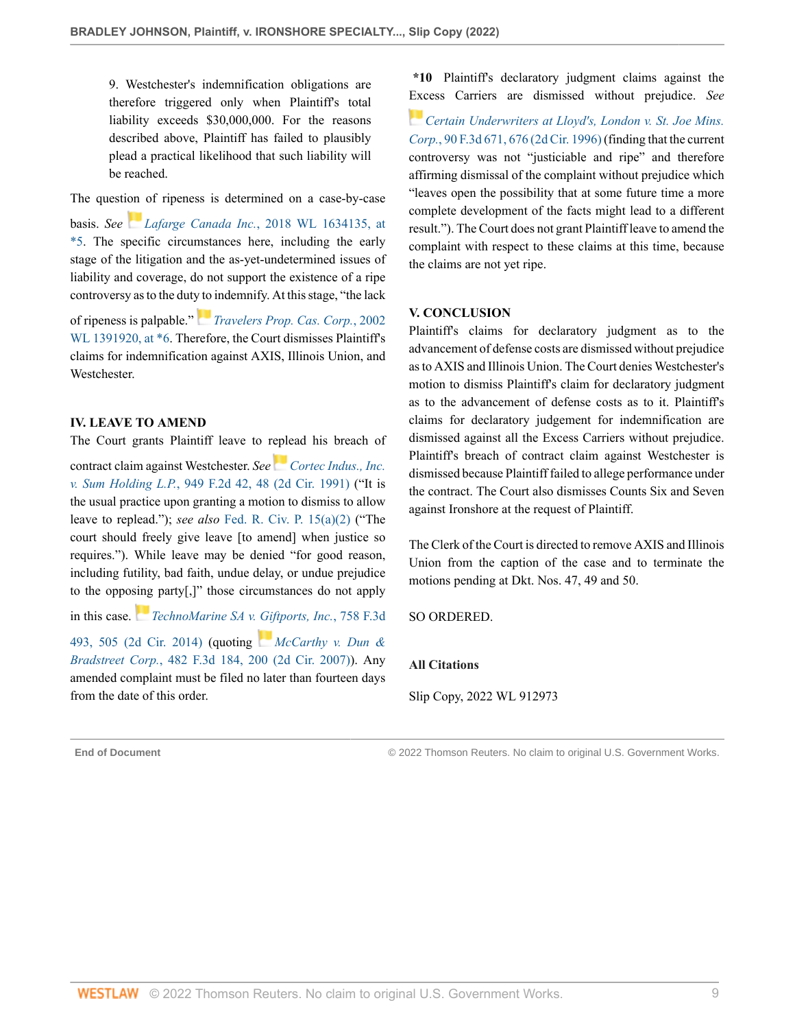9. Westchester's indemnification obligations are therefore triggered only when Plaintiff's total liability exceeds $30,000,000. For the reasons described above, Plaintiff has failed to plausibly plead a practical likelihood that such liability will be reached.

The question of ripeness is determined on a case-by-case basis. *See* *Lafarge Canada Inc.*, 2018 WL 1634135, at *5. The specific circumstances here, including the early stage of the litigation and the as-yet-undetermined issues of liability and coverage, do not support the existence of a ripe controversy as to the duty to indemnify. At this stage, "the lack of ripeness is palpable." *Travelers Prop. Cas. Corp.*, 2002 WL 1391920, at *6. Therefore, the Court dismisses Plaintiff's claims for indemnification against AXIS, Illinois Union, and Westchester.

## IV. LEAVE TO AMEND

The Court grants Plaintiff leave to replead his breach of contract claim against Westchester. *See* *Cortec Indus., Inc. v. Sum Holding L.P.*, 949 F.2d 42, 48 (2d Cir. 1991) ("It is the usual practice upon granting a motion to dismiss to allow leave to replead."); *see also* Fed. R. Civ. P. 15(a)(2) ("The court should freely give leave [to amend] when justice so requires."). While leave may be denied "for good reason, including futility, bad faith, undue delay, or undue prejudice to the opposing party[,]" those circumstances do not apply in this case. *TechnoMarine SA v. Giftports, Inc.*, 758 F.3d 493, 505 (2d Cir. 2014) (quoting *McCarthy v. Dun & Bradstreet Corp.*, 482 F.3d 184, 200 (2d Cir. 2007)). Any amended complaint must be filed no later than fourteen days from the date of this order.

**\*10** Plaintiff's declaratory judgment claims against the Excess Carriers are dismissed without prejudice. *See* *Certain Underwriters at Lloyd's, London v. St. Joe Mins. Corp.*, 90 F.3d 671, 676 (2d Cir. 1996) (finding that the current controversy was not "justiciable and ripe" and therefore affirming dismissal of the complaint without prejudice which "leaves open the possibility that at some future time a more complete development of the facts might lead to a different result."). The Court does not grant Plaintiff leave to amend the complaint with respect to these claims at this time, because the claims are not yet ripe.

## V. CONCLUSION

Plaintiff's claims for declaratory judgment as to the advancement of defense costs are dismissed without prejudice as to AXIS and Illinois Union. The Court denies Westchester's motion to dismiss Plaintiff's claim for declaratory judgment as to the advancement of defense costs as to it. Plaintiff's claims for declaratory judgement for indemnification are dismissed against all the Excess Carriers without prejudice. Plaintiff's breach of contract claim against Westchester is dismissed because Plaintiff failed to allege performance under the contract. The Court also dismisses Counts Six and Seven against Ironshore at the request of Plaintiff.

The Clerk of the Court is directed to remove AXIS and Illinois Union from the caption of the case and to terminate the motions pending at Dkt. Nos. 47, 49 and 50.

SO ORDERED.

**All Citations**

Slip Copy, 2022 WL 912973

**End of Document** © 2022 Thomson Reuters. No claim to original U.S. Government Works.